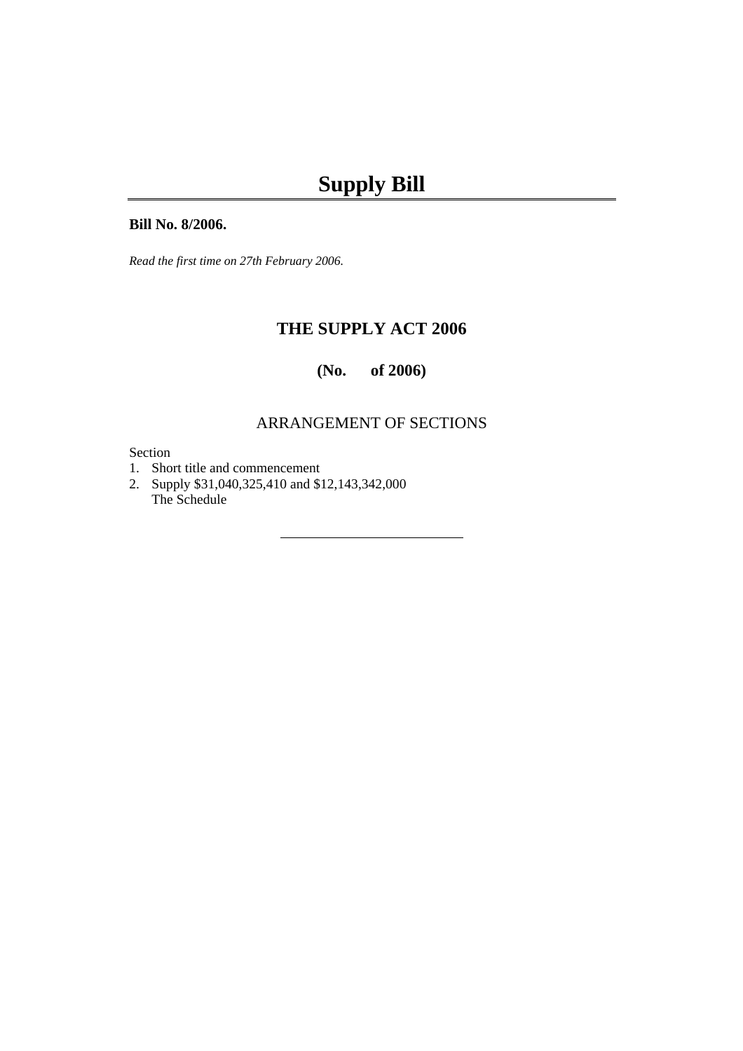# Supply Bill

**Bill No. 8/2006.**

*Read the first time on 27th February 2006.*

## THE SUPPLY ACT 2006

### (No. of 2006)

ARRANGEMENT OF SECTIONS

Section
1. Short title and commencement
2. Supply $31,040,325,410 and $12,143,342,000
   The Schedule

---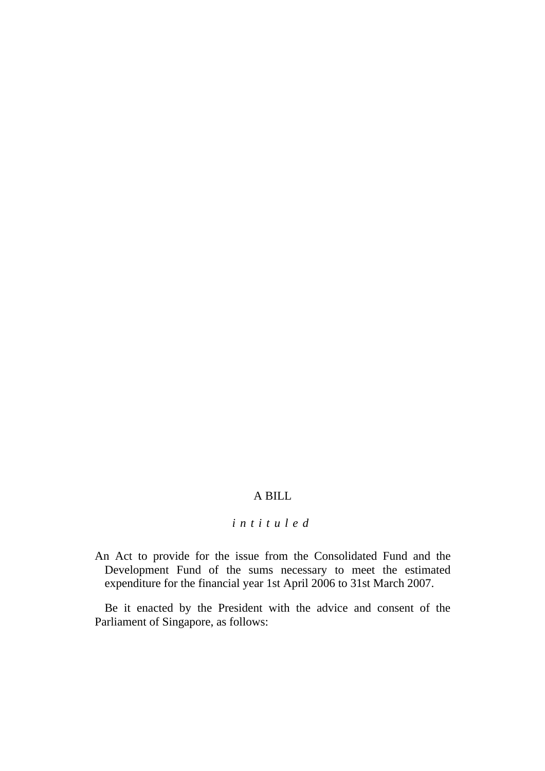A BILL

*intituled*

An Act to provide for the issue from the Consolidated Fund and the Development Fund of the sums necessary to meet the estimated expenditure for the financial year 1st April 2006 to 31st March 2007.

Be it enacted by the President with the advice and consent of the Parliament of Singapore, as follows: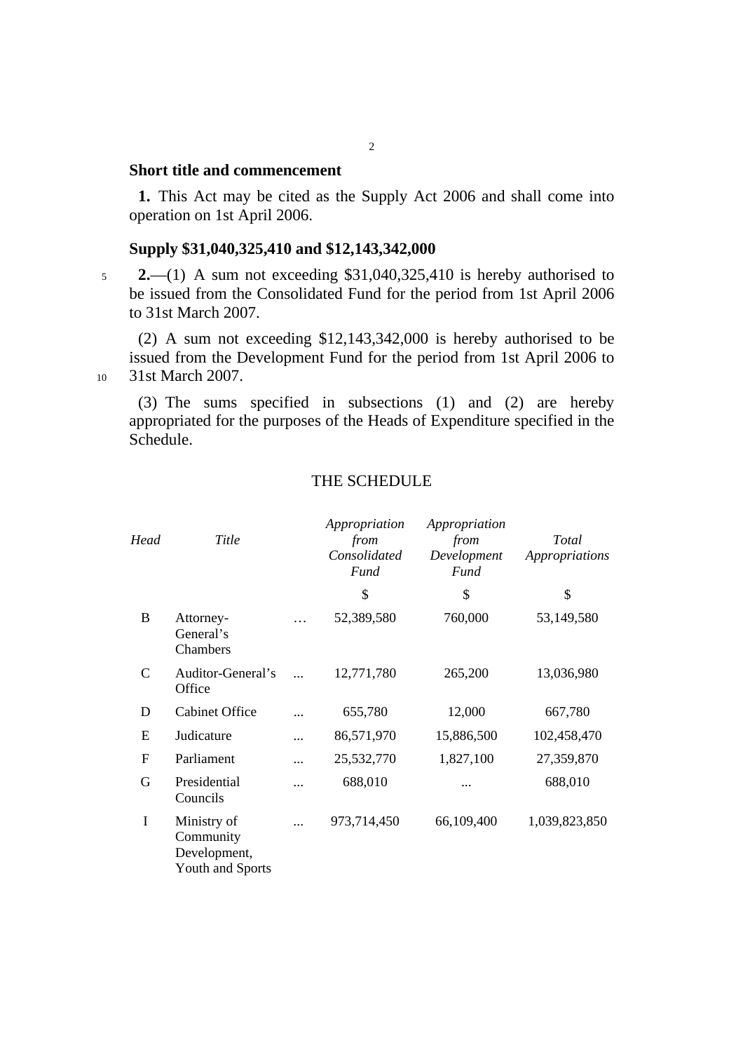### Short title and commencement

**1.** This Act may be cited as the Supply Act 2006 and shall come into operation on 1st April 2006.

### Supply $31,040,325,410 and $12,143,342,000

**2.**—(1) A sum not exceeding $31,040,325,410 is hereby authorised to be issued from the Consolidated Fund for the period from 1st April 2006 to 31st March 2007.

(2) A sum not exceeding $12,143,342,000 is hereby authorised to be issued from the Development Fund for the period from 1st April 2006 to 31st March 2007.

(3) The sums specified in subsections (1) and (2) are hereby appropriated for the purposes of the Heads of Expenditure specified in the Schedule.

## THE SCHEDULE

| *Head* | *Title* | | *Appropriation from Consolidated Fund* | *Appropriation from Development Fund* | *Total Appropriations* |
|---|---|---|---|---|---|
| | | | $ | $ | $ |
| B | Attorney-General's Chambers | … | 52,389,580 | 760,000 | 53,149,580 |
| C | Auditor-General's Office | ... | 12,771,780 | 265,200 | 13,036,980 |
| D | Cabinet Office | ... | 655,780 | 12,000 | 667,780 |
| E | Judicature | ... | 86,571,970 | 15,886,500 | 102,458,470 |
| F | Parliament | ... | 25,532,770 | 1,827,100 | 27,359,870 |
| G | Presidential Councils | ... | 688,010 | ... | 688,010 |
| I | Ministry of Community Development, Youth and Sports | ... | 973,714,450 | 66,109,400 | 1,039,823,850 |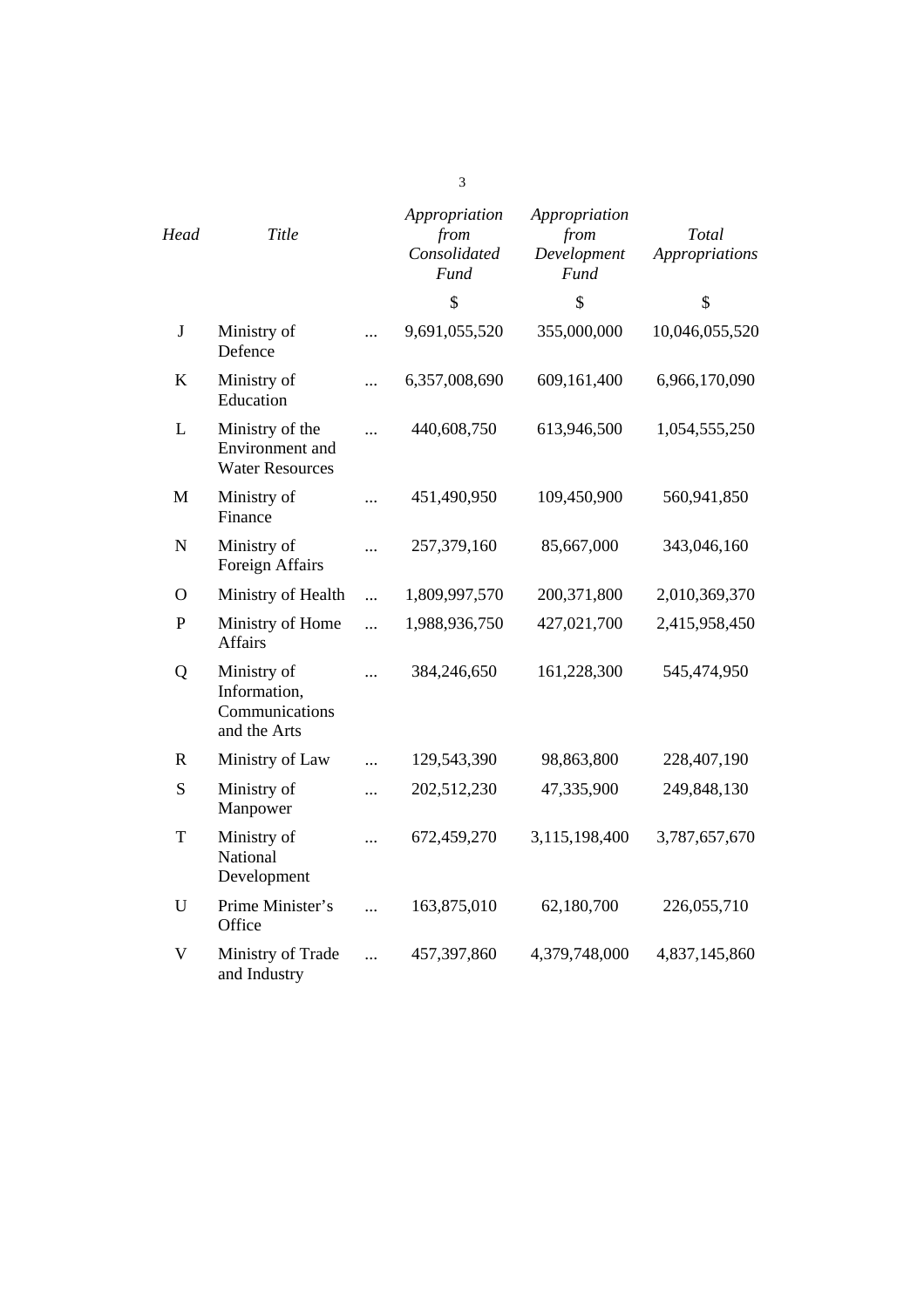| *Head* | *Title* | | *Appropriation from Consolidated Fund* | *Appropriation from Development Fund* | *Total Appropriations* |
|---|---|---|---|---|---|
| | | | $ | $ | $ |
| J | Ministry of Defence | ... | 9,691,055,520 | 355,000,000 | 10,046,055,520 |
| K | Ministry of Education | ... | 6,357,008,690 | 609,161,400 | 6,966,170,090 |
| L | Ministry of the Environment and Water Resources | ... | 440,608,750 | 613,946,500 | 1,054,555,250 |
| M | Ministry of Finance | ... | 451,490,950 | 109,450,900 | 560,941,850 |
| N | Ministry of Foreign Affairs | ... | 257,379,160 | 85,667,000 | 343,046,160 |
| O | Ministry of Health | ... | 1,809,997,570 | 200,371,800 | 2,010,369,370 |
| P | Ministry of Home Affairs | ... | 1,988,936,750 | 427,021,700 | 2,415,958,450 |
| Q | Ministry of Information, Communications and the Arts | ... | 384,246,650 | 161,228,300 | 545,474,950 |
| R | Ministry of Law | ... | 129,543,390 | 98,863,800 | 228,407,190 |
| S | Ministry of Manpower | ... | 202,512,230 | 47,335,900 | 249,848,130 |
| T | Ministry of National Development | ... | 672,459,270 | 3,115,198,400 | 3,787,657,670 |
| U | Prime Minister's Office | ... | 163,875,010 | 62,180,700 | 226,055,710 |
| V | Ministry of Trade and Industry | ... | 457,397,860 | 4,379,748,000 | 4,837,145,860 |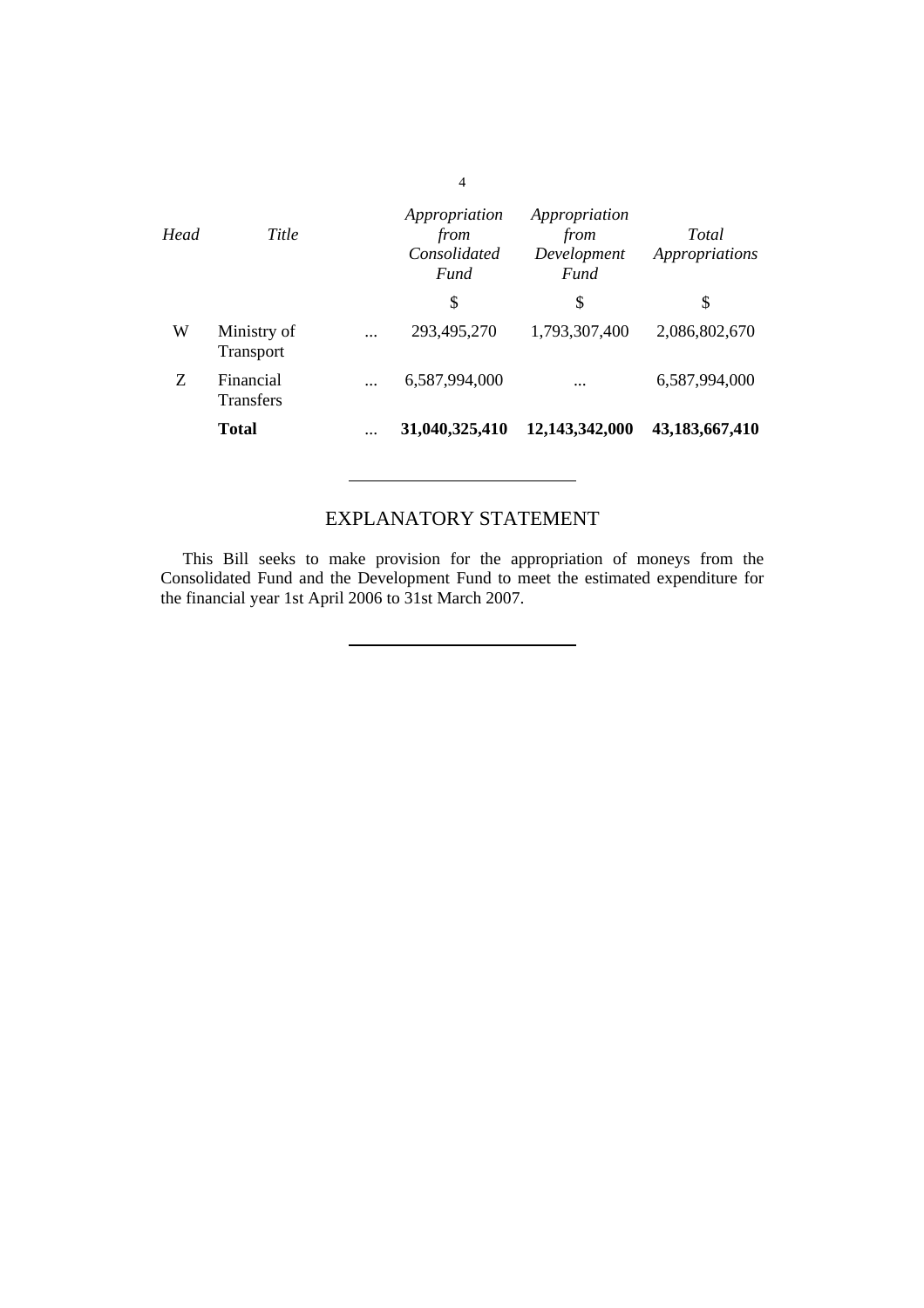| *Head* | *Title* | | *Appropriation from Consolidated Fund* | *Appropriation from Development Fund* | *Total Appropriations* |
|---|---|---|---|---|---|
| | | | $ | $ | $ |
| W | Ministry of Transport | ... | 293,495,270 | 1,793,307,400 | 2,086,802,670 |
| Z | Financial Transfers | ... | 6,587,994,000 | ... | 6,587,994,000 |
| | **Total** | ... | **31,040,325,410** | **12,143,342,000** | **43,183,667,410** |

---

## EXPLANATORY STATEMENT

This Bill seeks to make provision for the appropriation of moneys from the Consolidated Fund and the Development Fund to meet the estimated expenditure for the financial year 1st April 2006 to 31st March 2007.

---